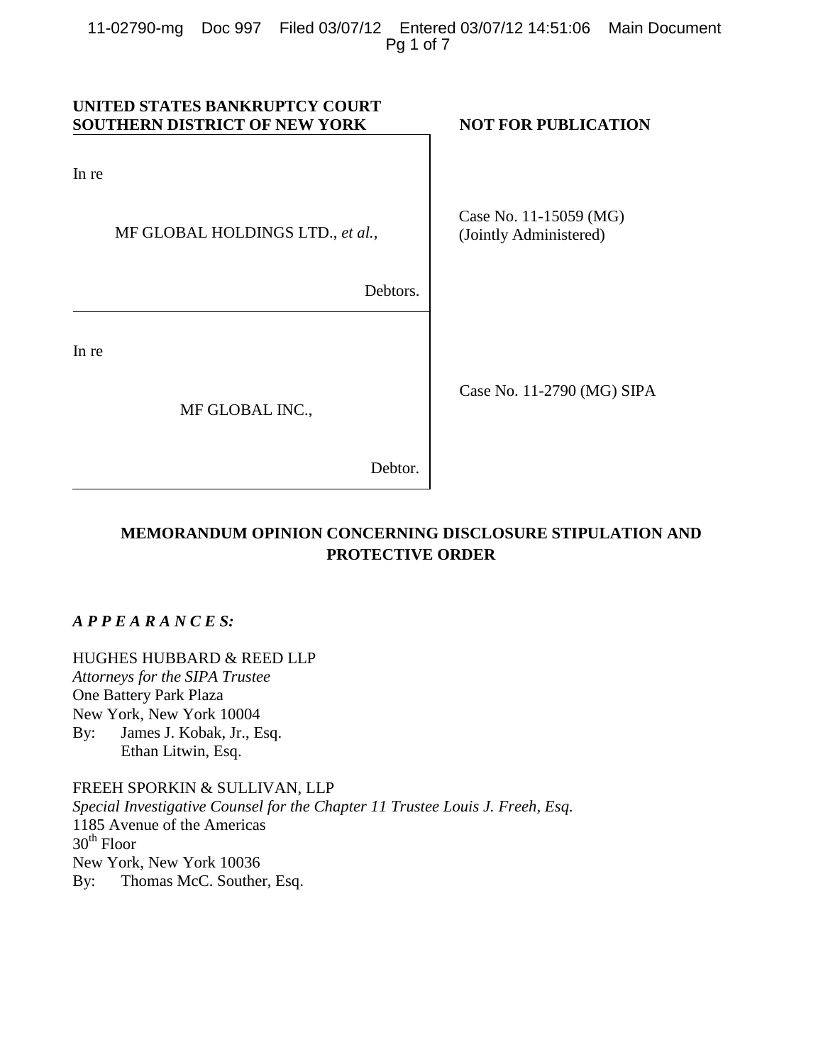**UNITED STATES BANKRUPTCY COURT**
**SOUTHERN DISTRICT OF NEW YORK**

**NOT FOR PUBLICATION**

| | |
|---|---|
| In re<br><br>MF GLOBAL HOLDINGS LTD., *et al.,*<br><br>Debtors. | Case No. 11-15059 (MG)<br>(Jointly Administered) |
| In re<br><br>MF GLOBAL INC.,<br><br>Debtor. | Case No. 11-2790 (MG) SIPA |

**MEMORANDUM OPINION CONCERNING DISCLOSURE STIPULATION AND PROTECTIVE ORDER**

***A P P E A R A N C E S:***

HUGHES HUBBARD & REED LLP
*Attorneys for the SIPA Trustee*
One Battery Park Plaza
New York, New York 10004
By: James J. Kobak, Jr., Esq.
Ethan Litwin, Esq.

FREEH SPORKIN & SULLIVAN, LLP
*Special Investigative Counsel for the Chapter 11 Trustee Louis J. Freeh, Esq.*
1185 Avenue of the Americas
30th Floor
New York, New York 10036
By: Thomas McC. Souther, Esq.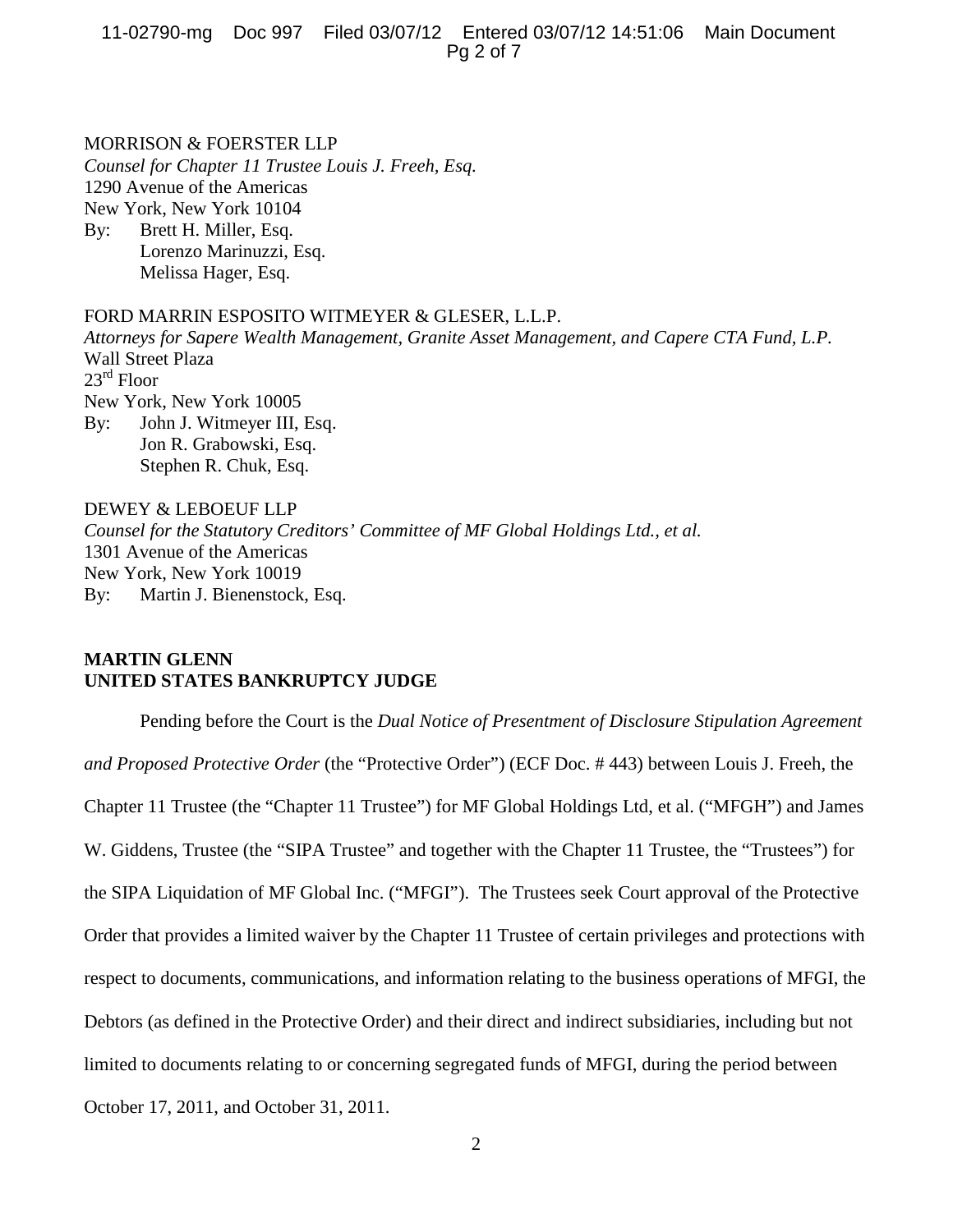MORRISON & FOERSTER LLP
*Counsel for Chapter 11 Trustee Louis J. Freeh, Esq.*
1290 Avenue of the Americas
New York, New York 10104
By: Brett H. Miller, Esq.
Lorenzo Marinuzzi, Esq.
Melissa Hager, Esq.

FORD MARRIN ESPOSITO WITMEYER & GLESER, L.L.P.
*Attorneys for Sapere Wealth Management, Granite Asset Management, and Capere CTA Fund, L.P.*
Wall Street Plaza
23rd Floor
New York, New York 10005
By: John J. Witmeyer III, Esq.
Jon R. Grabowski, Esq.
Stephen R. Chuk, Esq.

DEWEY & LEBOEUF LLP
*Counsel for the Statutory Creditors' Committee of MF Global Holdings Ltd., et al.*
1301 Avenue of the Americas
New York, New York 10019
By: Martin J. Bienenstock, Esq.

**MARTIN GLENN**
**UNITED STATES BANKRUPTCY JUDGE**

Pending before the Court is the *Dual Notice of Presentment of Disclosure Stipulation Agreement and Proposed Protective Order* (the "Protective Order") (ECF Doc. # 443) between Louis J. Freeh, the Chapter 11 Trustee (the "Chapter 11 Trustee") for MF Global Holdings Ltd, et al. ("MFGH") and James W. Giddens, Trustee (the "SIPA Trustee" and together with the Chapter 11 Trustee, the "Trustees") for the SIPA Liquidation of MF Global Inc. ("MFGI"). The Trustees seek Court approval of the Protective Order that provides a limited waiver by the Chapter 11 Trustee of certain privileges and protections with respect to documents, communications, and information relating to the business operations of MFGI, the Debtors (as defined in the Protective Order) and their direct and indirect subsidiaries, including but not limited to documents relating to or concerning segregated funds of MFGI, during the period between October 17, 2011, and October 31, 2011.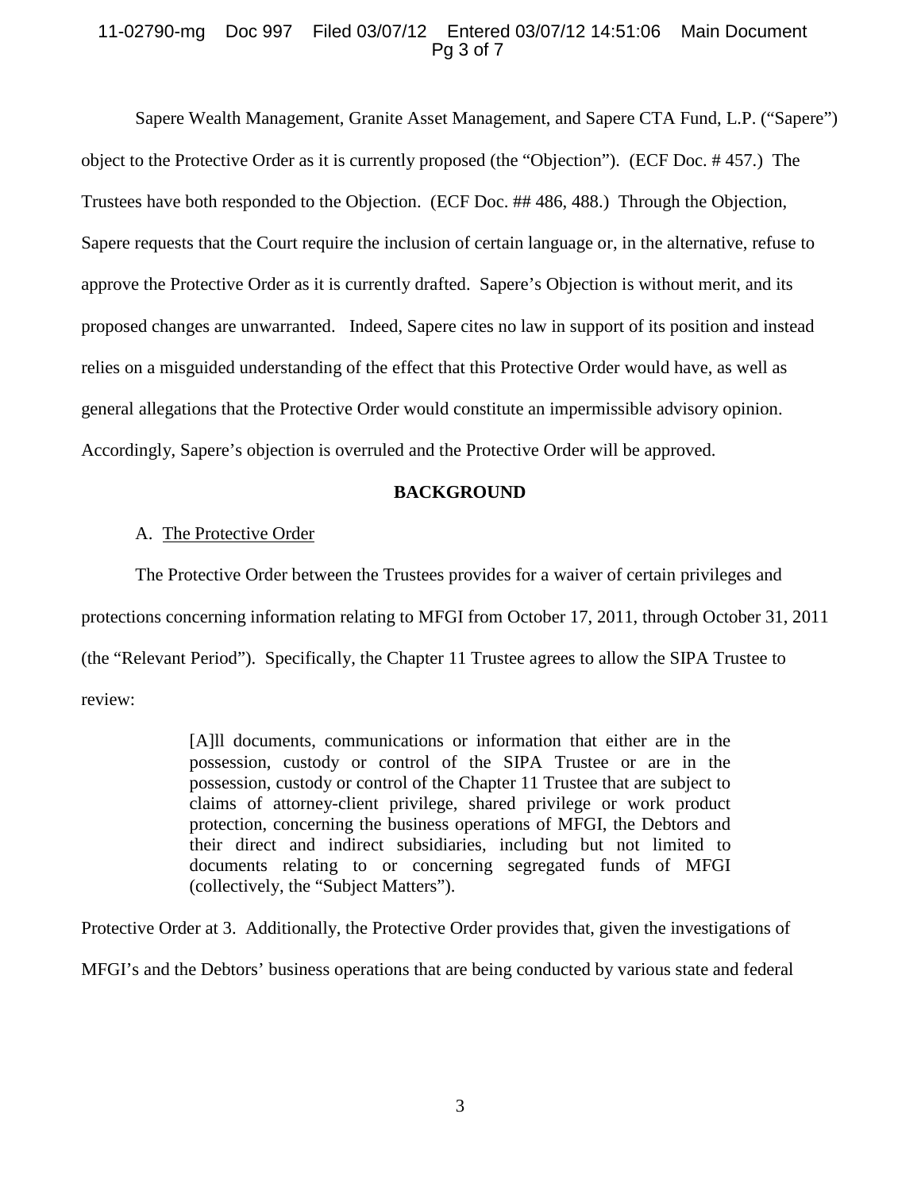Sapere Wealth Management, Granite Asset Management, and Sapere CTA Fund, L.P. ("Sapere") object to the Protective Order as it is currently proposed (the "Objection"). (ECF Doc. # 457.) The Trustees have both responded to the Objection. (ECF Doc. ## 486, 488.) Through the Objection, Sapere requests that the Court require the inclusion of certain language or, in the alternative, refuse to approve the Protective Order as it is currently drafted. Sapere's Objection is without merit, and its proposed changes are unwarranted. Indeed, Sapere cites no law in support of its position and instead relies on a misguided understanding of the effect that this Protective Order would have, as well as general allegations that the Protective Order would constitute an impermissible advisory opinion. Accordingly, Sapere's objection is overruled and the Protective Order will be approved.

## BACKGROUND

A. The Protective Order

The Protective Order between the Trustees provides for a waiver of certain privileges and protections concerning information relating to MFGI from October 17, 2011, through October 31, 2011 (the "Relevant Period"). Specifically, the Chapter 11 Trustee agrees to allow the SIPA Trustee to review:

> [A]ll documents, communications or information that either are in the possession, custody or control of the SIPA Trustee or are in the possession, custody or control of the Chapter 11 Trustee that are subject to claims of attorney-client privilege, shared privilege or work product protection, concerning the business operations of MFGI, the Debtors and their direct and indirect subsidiaries, including but not limited to documents relating to or concerning segregated funds of MFGI (collectively, the "Subject Matters").

Protective Order at 3. Additionally, the Protective Order provides that, given the investigations of MFGI's and the Debtors' business operations that are being conducted by various state and federal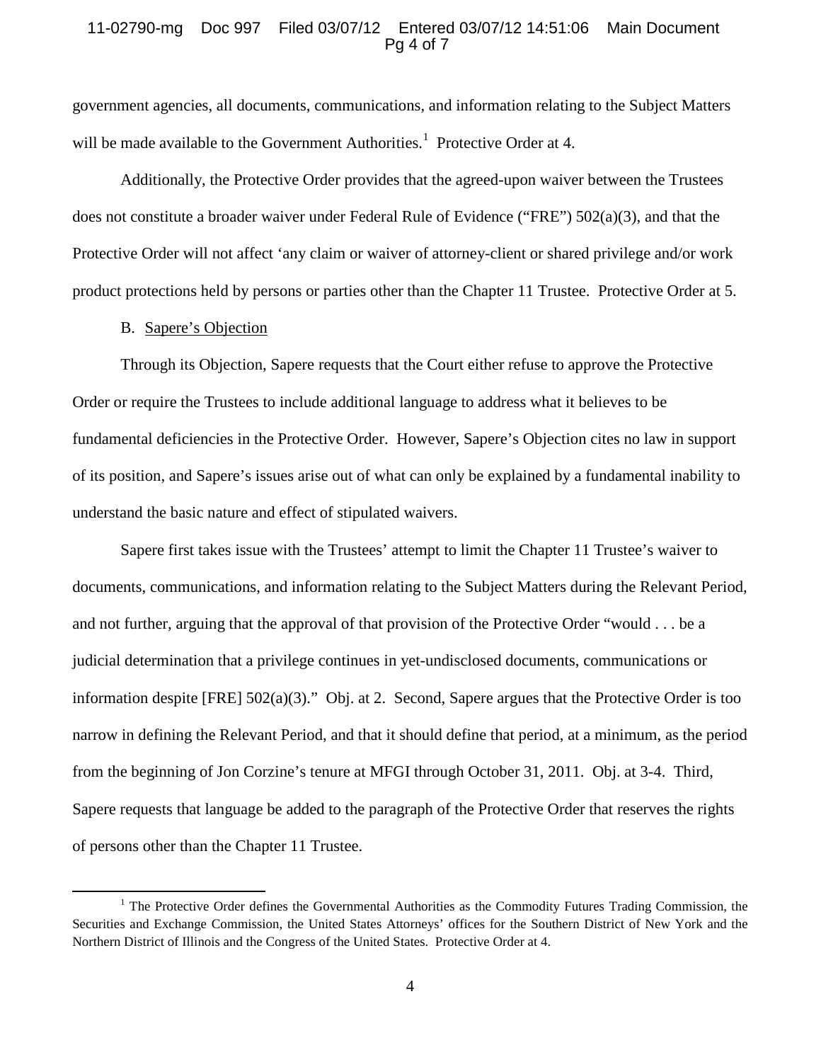government agencies, all documents, communications, and information relating to the Subject Matters will be made available to the Government Authorities.[1] Protective Order at 4.

Additionally, the Protective Order provides that the agreed-upon waiver between the Trustees does not constitute a broader waiver under Federal Rule of Evidence ("FRE") 502(a)(3), and that the Protective Order will not affect 'any claim or waiver of attorney-client or shared privilege and/or work product protections held by persons or parties other than the Chapter 11 Trustee. Protective Order at 5.

B. Sapere's Objection

Through its Objection, Sapere requests that the Court either refuse to approve the Protective Order or require the Trustees to include additional language to address what it believes to be fundamental deficiencies in the Protective Order. However, Sapere's Objection cites no law in support of its position, and Sapere's issues arise out of what can only be explained by a fundamental inability to understand the basic nature and effect of stipulated waivers.

Sapere first takes issue with the Trustees' attempt to limit the Chapter 11 Trustee's waiver to documents, communications, and information relating to the Subject Matters during the Relevant Period, and not further, arguing that the approval of that provision of the Protective Order "would . . . be a judicial determination that a privilege continues in yet-undisclosed documents, communications or information despite [FRE] 502(a)(3)." Obj. at 2. Second, Sapere argues that the Protective Order is too narrow in defining the Relevant Period, and that it should define that period, at a minimum, as the period from the beginning of Jon Corzine's tenure at MFGI through October 31, 2011. Obj. at 3-4. Third, Sapere requests that language be added to the paragraph of the Protective Order that reserves the rights of persons other than the Chapter 11 Trustee.

[1] The Protective Order defines the Governmental Authorities as the Commodity Futures Trading Commission, the Securities and Exchange Commission, the United States Attorneys' offices for the Southern District of New York and the Northern District of Illinois and the Congress of the United States. Protective Order at 4.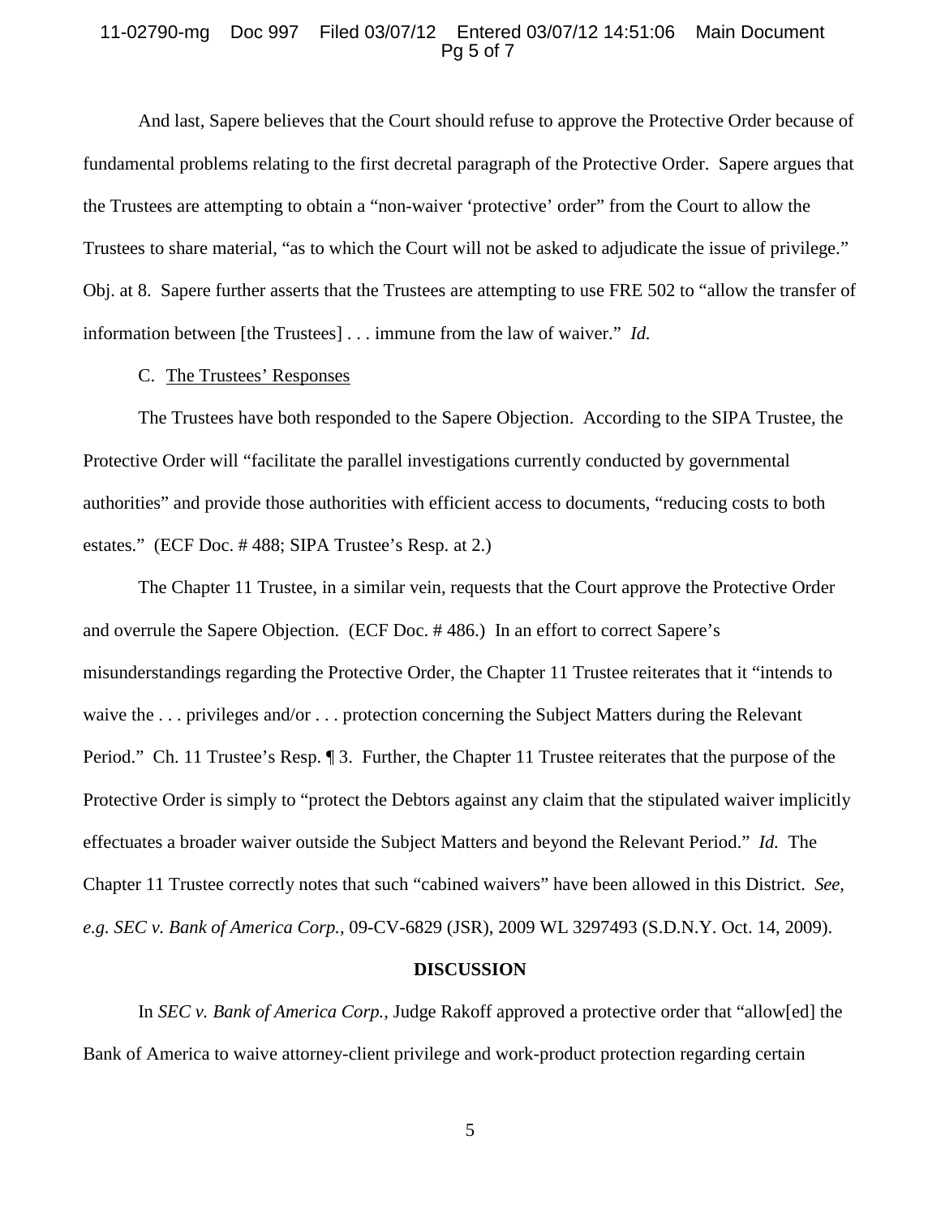And last, Sapere believes that the Court should refuse to approve the Protective Order because of fundamental problems relating to the first decretal paragraph of the Protective Order. Sapere argues that the Trustees are attempting to obtain a "non-waiver 'protective' order" from the Court to allow the Trustees to share material, "as to which the Court will not be asked to adjudicate the issue of privilege." Obj. at 8. Sapere further asserts that the Trustees are attempting to use FRE 502 to "allow the transfer of information between [the Trustees] . . . immune from the law of waiver." *Id.*

C. <u>The Trustees' Responses</u>

The Trustees have both responded to the Sapere Objection. According to the SIPA Trustee, the Protective Order will "facilitate the parallel investigations currently conducted by governmental authorities" and provide those authorities with efficient access to documents, "reducing costs to both estates." (ECF Doc. # 488; SIPA Trustee's Resp. at 2.)

The Chapter 11 Trustee, in a similar vein, requests that the Court approve the Protective Order and overrule the Sapere Objection. (ECF Doc. # 486.) In an effort to correct Sapere's misunderstandings regarding the Protective Order, the Chapter 11 Trustee reiterates that it "intends to waive the . . . privileges and/or . . . protection concerning the Subject Matters during the Relevant Period." Ch. 11 Trustee's Resp. ¶ 3. Further, the Chapter 11 Trustee reiterates that the purpose of the Protective Order is simply to "protect the Debtors against any claim that the stipulated waiver implicitly effectuates a broader waiver outside the Subject Matters and beyond the Relevant Period." *Id.* The Chapter 11 Trustee correctly notes that such "cabined waivers" have been allowed in this District. *See, e.g. SEC v. Bank of America Corp.*, 09-CV-6829 (JSR), 2009 WL 3297493 (S.D.N.Y. Oct. 14, 2009).

**DISCUSSION**

In *SEC v. Bank of America Corp.*, Judge Rakoff approved a protective order that "allow[ed] the Bank of America to waive attorney-client privilege and work-product protection regarding certain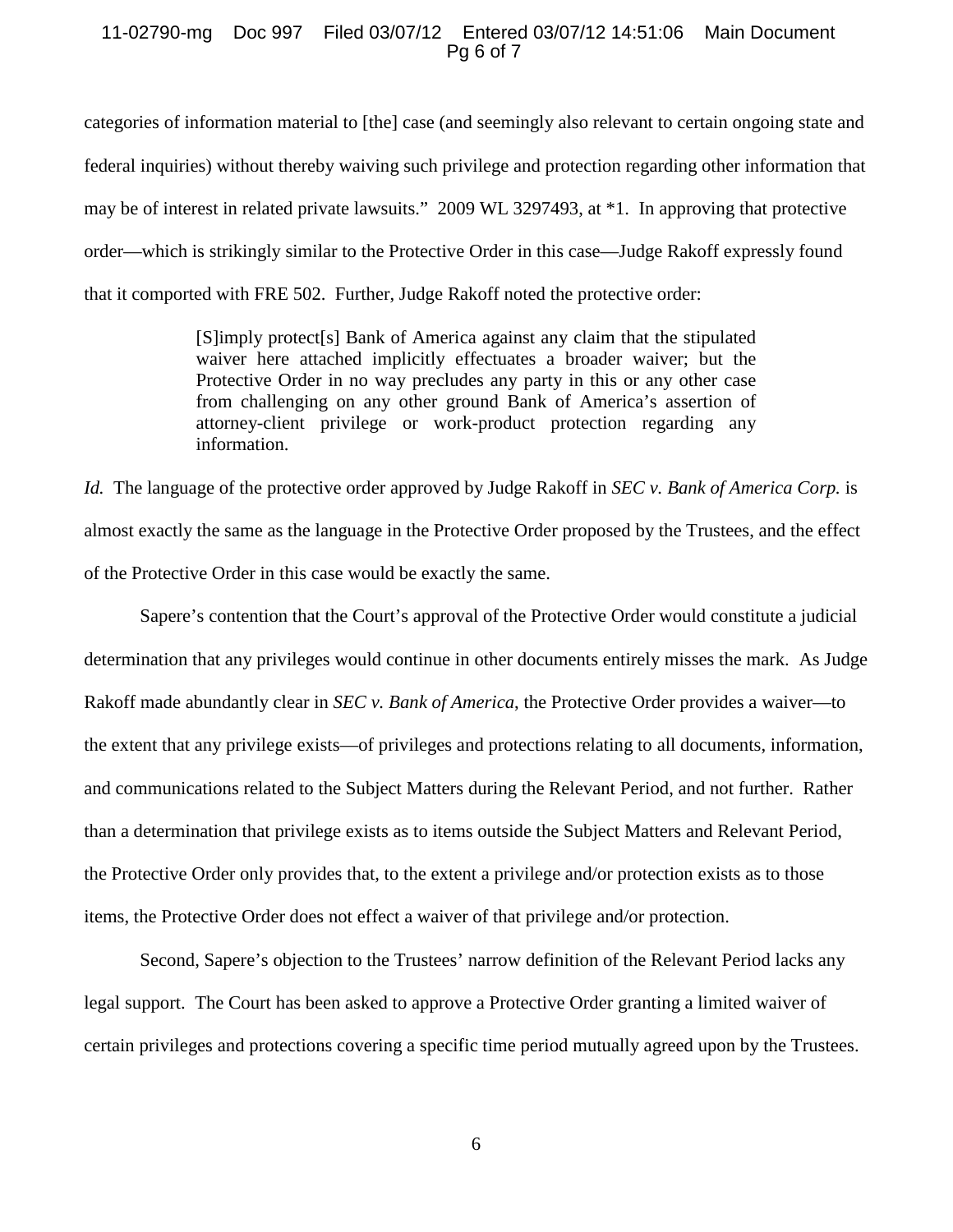categories of information material to [the] case (and seemingly also relevant to certain ongoing state and federal inquiries) without thereby waiving such privilege and protection regarding other information that may be of interest in related private lawsuits." 2009 WL 3297493, at *1. In approving that protective order—which is strikingly similar to the Protective Order in this case—Judge Rakoff expressly found that it comported with FRE 502. Further, Judge Rakoff noted the protective order:

> [S]imply protect[s] Bank of America against any claim that the stipulated waiver here attached implicitly effectuates a broader waiver; but the Protective Order in no way precludes any party in this or any other case from challenging on any other ground Bank of America's assertion of attorney-client privilege or work-product protection regarding any information.

*Id.* The language of the protective order approved by Judge Rakoff in *SEC v. Bank of America Corp.* is almost exactly the same as the language in the Protective Order proposed by the Trustees, and the effect of the Protective Order in this case would be exactly the same.

Sapere's contention that the Court's approval of the Protective Order would constitute a judicial determination that any privileges would continue in other documents entirely misses the mark. As Judge Rakoff made abundantly clear in *SEC v. Bank of America*, the Protective Order provides a waiver—to the extent that any privilege exists—of privileges and protections relating to all documents, information, and communications related to the Subject Matters during the Relevant Period, and not further. Rather than a determination that privilege exists as to items outside the Subject Matters and Relevant Period, the Protective Order only provides that, to the extent a privilege and/or protection exists as to those items, the Protective Order does not effect a waiver of that privilege and/or protection.

Second, Sapere's objection to the Trustees' narrow definition of the Relevant Period lacks any legal support. The Court has been asked to approve a Protective Order granting a limited waiver of certain privileges and protections covering a specific time period mutually agreed upon by the Trustees.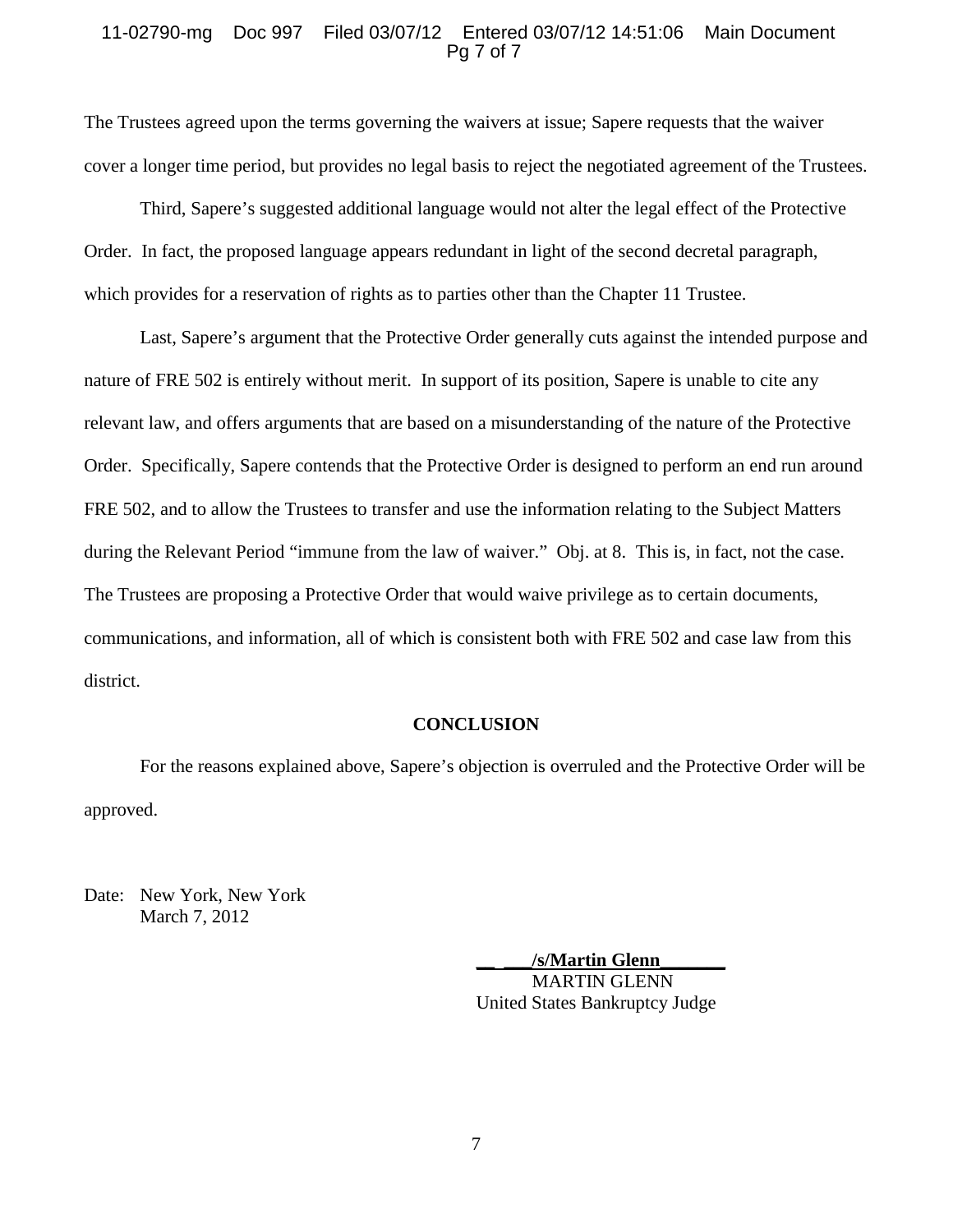The Trustees agreed upon the terms governing the waivers at issue; Sapere requests that the waiver cover a longer time period, but provides no legal basis to reject the negotiated agreement of the Trustees.

Third, Sapere's suggested additional language would not alter the legal effect of the Protective Order. In fact, the proposed language appears redundant in light of the second decretal paragraph, which provides for a reservation of rights as to parties other than the Chapter 11 Trustee.

Last, Sapere's argument that the Protective Order generally cuts against the intended purpose and nature of FRE 502 is entirely without merit. In support of its position, Sapere is unable to cite any relevant law, and offers arguments that are based on a misunderstanding of the nature of the Protective Order. Specifically, Sapere contends that the Protective Order is designed to perform an end run around FRE 502, and to allow the Trustees to transfer and use the information relating to the Subject Matters during the Relevant Period "immune from the law of waiver." Obj. at 8. This is, in fact, not the case. The Trustees are proposing a Protective Order that would waive privilege as to certain documents, communications, and information, all of which is consistent both with FRE 502 and case law from this district.

## CONCLUSION

For the reasons explained above, Sapere's objection is overruled and the Protective Order will be approved.

Date: New York, New York
March 7, 2012

**/s/Martin Glenn**
MARTIN GLENN
United States Bankruptcy Judge